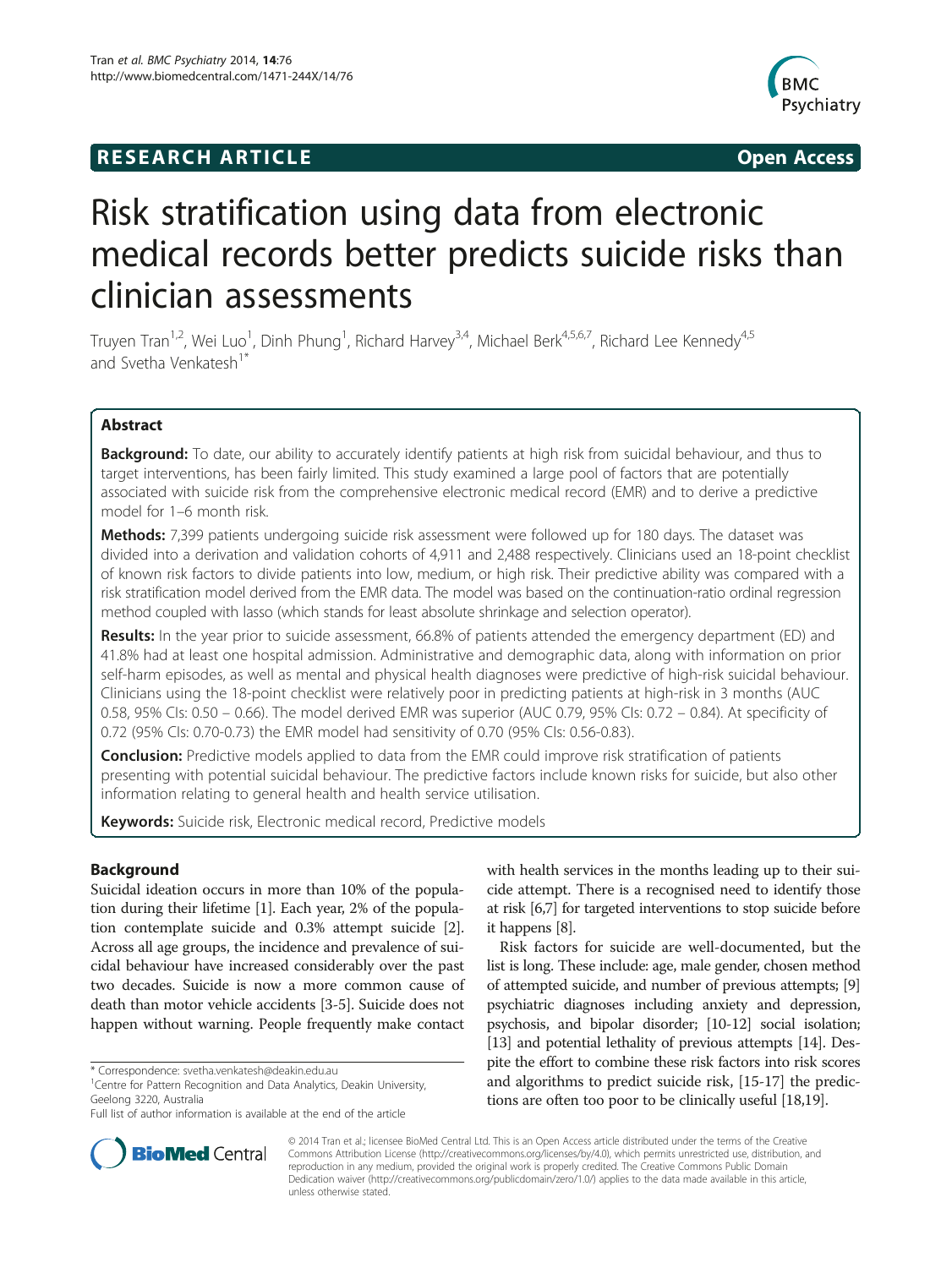**RESEARCH ARTICLE** **Open Access**

# Risk stratification using data from electronic medical records better predicts suicide risks than clinician assessments

Truyen Tran[1,2], Wei Luo[1], Dinh Phung[1], Richard Harvey[3,4], Michael Berk[4,5,6,7], Richard Lee Kennedy[4,5] and Svetha Venkatesh[1*]

## Abstract

**Background:** To date, our ability to accurately identify patients at high risk from suicidal behaviour, and thus to target interventions, has been fairly limited. This study examined a large pool of factors that are potentially associated with suicide risk from the comprehensive electronic medical record (EMR) and to derive a predictive model for 1–6 month risk.

**Methods:** 7,399 patients undergoing suicide risk assessment were followed up for 180 days. The dataset was divided into a derivation and validation cohorts of 4,911 and 2,488 respectively. Clinicians used an 18-point checklist of known risk factors to divide patients into low, medium, or high risk. Their predictive ability was compared with a risk stratification model derived from the EMR data. The model was based on the continuation-ratio ordinal regression method coupled with lasso (which stands for least absolute shrinkage and selection operator).

**Results:** In the year prior to suicide assessment, 66.8% of patients attended the emergency department (ED) and 41.8% had at least one hospital admission. Administrative and demographic data, along with information on prior self-harm episodes, as well as mental and physical health diagnoses were predictive of high-risk suicidal behaviour. Clinicians using the 18-point checklist were relatively poor in predicting patients at high-risk in 3 months (AUC 0.58, 95% CIs: 0.50 – 0.66). The model derived EMR was superior (AUC 0.79, 95% CIs: 0.72 – 0.84). At specificity of 0.72 (95% CIs: 0.70-0.73) the EMR model had sensitivity of 0.70 (95% CIs: 0.56-0.83).

**Conclusion:** Predictive models applied to data from the EMR could improve risk stratification of patients presenting with potential suicidal behaviour. The predictive factors include known risks for suicide, but also other information relating to general health and health service utilisation.

**Keywords:** Suicide risk, Electronic medical record, Predictive models

## Background

Suicidal ideation occurs in more than 10% of the population during their lifetime [1]. Each year, 2% of the population contemplate suicide and 0.3% attempt suicide [2]. Across all age groups, the incidence and prevalence of suicidal behaviour have increased considerably over the past two decades. Suicide is now a more common cause of death than motor vehicle accidents [3-5]. Suicide does not happen without warning. People frequently make contact with health services in the months leading up to their suicide attempt. There is a recognised need to identify those at risk [6,7] for targeted interventions to stop suicide before it happens [8].

Risk factors for suicide are well-documented, but the list is long. These include: age, male gender, chosen method of attempted suicide, and number of previous attempts; [9] psychiatric diagnoses including anxiety and depression, psychosis, and bipolar disorder; [10-12] social isolation; [13] and potential lethality of previous attempts [14]. Despite the effort to combine these risk factors into risk scores and algorithms to predict suicide risk, [15-17] the predictions are often too poor to be clinically useful [18,19].

\* Correspondence: svetha.venkatesh@deakin.edu.au
[1]Centre for Pattern Recognition and Data Analytics, Deakin University, Geelong 3220, Australia
Full list of author information is available at the end of the article

© 2014 Tran et al.; licensee BioMed Central Ltd. This is an Open Access article distributed under the terms of the Creative Commons Attribution License (http://creativecommons.org/licenses/by/4.0), which permits unrestricted use, distribution, and reproduction in any medium, provided the original work is properly credited. The Creative Commons Public Domain Dedication waiver (http://creativecommons.org/publicdomain/zero/1.0/) applies to the data made available in this article, unless otherwise stated.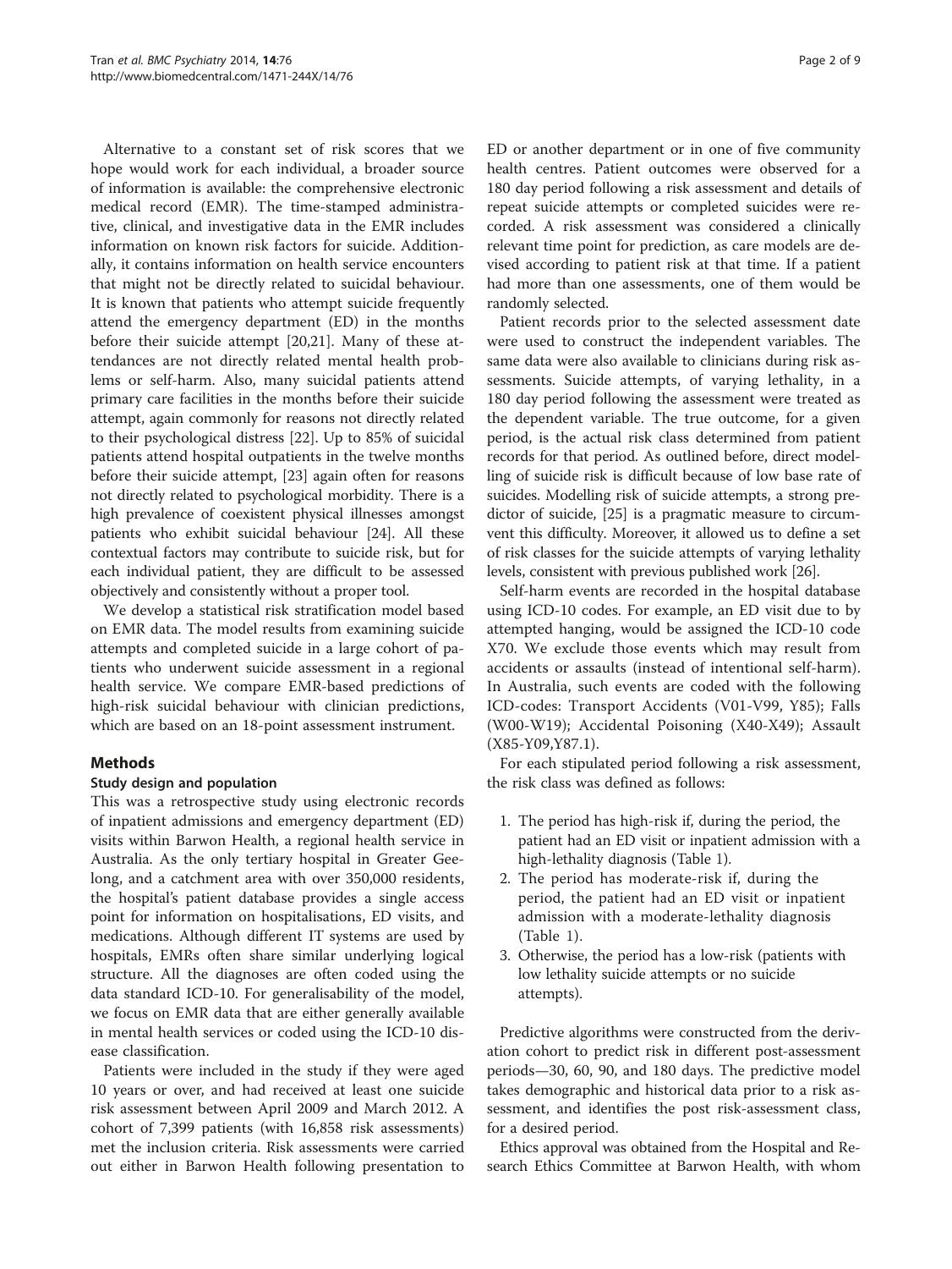Alternative to a constant set of risk scores that we hope would work for each individual, a broader source of information is available: the comprehensive electronic medical record (EMR). The time-stamped administrative, clinical, and investigative data in the EMR includes information on known risk factors for suicide. Additionally, it contains information on health service encounters that might not be directly related to suicidal behaviour. It is known that patients who attempt suicide frequently attend the emergency department (ED) in the months before their suicide attempt [20,21]. Many of these attendances are not directly related mental health problems or self-harm. Also, many suicidal patients attend primary care facilities in the months before their suicide attempt, again commonly for reasons not directly related to their psychological distress [22]. Up to 85% of suicidal patients attend hospital outpatients in the twelve months before their suicide attempt, [23] again often for reasons not directly related to psychological morbidity. There is a high prevalence of coexistent physical illnesses amongst patients who exhibit suicidal behaviour [24]. All these contextual factors may contribute to suicide risk, but for each individual patient, they are difficult to be assessed objectively and consistently without a proper tool.

We develop a statistical risk stratification model based on EMR data. The model results from examining suicide attempts and completed suicide in a large cohort of patients who underwent suicide assessment in a regional health service. We compare EMR-based predictions of high-risk suicidal behaviour with clinician predictions, which are based on an 18-point assessment instrument.

## Methods

### Study design and population

This was a retrospective study using electronic records of inpatient admissions and emergency department (ED) visits within Barwon Health, a regional health service in Australia. As the only tertiary hospital in Greater Geelong, and a catchment area with over 350,000 residents, the hospital's patient database provides a single access point for information on hospitalisations, ED visits, and medications. Although different IT systems are used by hospitals, EMRs often share similar underlying logical structure. All the diagnoses are often coded using the data standard ICD-10. For generalisability of the model, we focus on EMR data that are either generally available in mental health services or coded using the ICD-10 disease classification.

Patients were included in the study if they were aged 10 years or over, and had received at least one suicide risk assessment between April 2009 and March 2012. A cohort of 7,399 patients (with 16,858 risk assessments) met the inclusion criteria. Risk assessments were carried out either in Barwon Health following presentation to ED or another department or in one of five community health centres. Patient outcomes were observed for a 180 day period following a risk assessment and details of repeat suicide attempts or completed suicides were recorded. A risk assessment was considered a clinically relevant time point for prediction, as care models are devised according to patient risk at that time. If a patient had more than one assessments, one of them would be randomly selected.

Patient records prior to the selected assessment date were used to construct the independent variables. The same data were also available to clinicians during risk assessments. Suicide attempts, of varying lethality, in a 180 day period following the assessment were treated as the dependent variable. The true outcome, for a given period, is the actual risk class determined from patient records for that period. As outlined before, direct modelling of suicide risk is difficult because of low base rate of suicides. Modelling risk of suicide attempts, a strong predictor of suicide, [25] is a pragmatic measure to circumvent this difficulty. Moreover, it allowed us to define a set of risk classes for the suicide attempts of varying lethality levels, consistent with previous published work [26].

Self-harm events are recorded in the hospital database using ICD-10 codes. For example, an ED visit due to by attempted hanging, would be assigned the ICD-10 code X70. We exclude those events which may result from accidents or assaults (instead of intentional self-harm). In Australia, such events are coded with the following ICD-codes: Transport Accidents (V01-V99, Y85); Falls (W00-W19); Accidental Poisoning (X40-X49); Assault (X85-Y09,Y87.1).

For each stipulated period following a risk assessment, the risk class was defined as follows:

1. The period has high-risk if, during the period, the patient had an ED visit or inpatient admission with a high-lethality diagnosis (Table 1).
2. The period has moderate-risk if, during the period, the patient had an ED visit or inpatient admission with a moderate-lethality diagnosis (Table 1).
3. Otherwise, the period has a low-risk (patients with low lethality suicide attempts or no suicide attempts).

Predictive algorithms were constructed from the derivation cohort to predict risk in different post-assessment periods—30, 60, 90, and 180 days. The predictive model takes demographic and historical data prior to a risk assessment, and identifies the post risk-assessment class, for a desired period.

Ethics approval was obtained from the Hospital and Research Ethics Committee at Barwon Health, with whom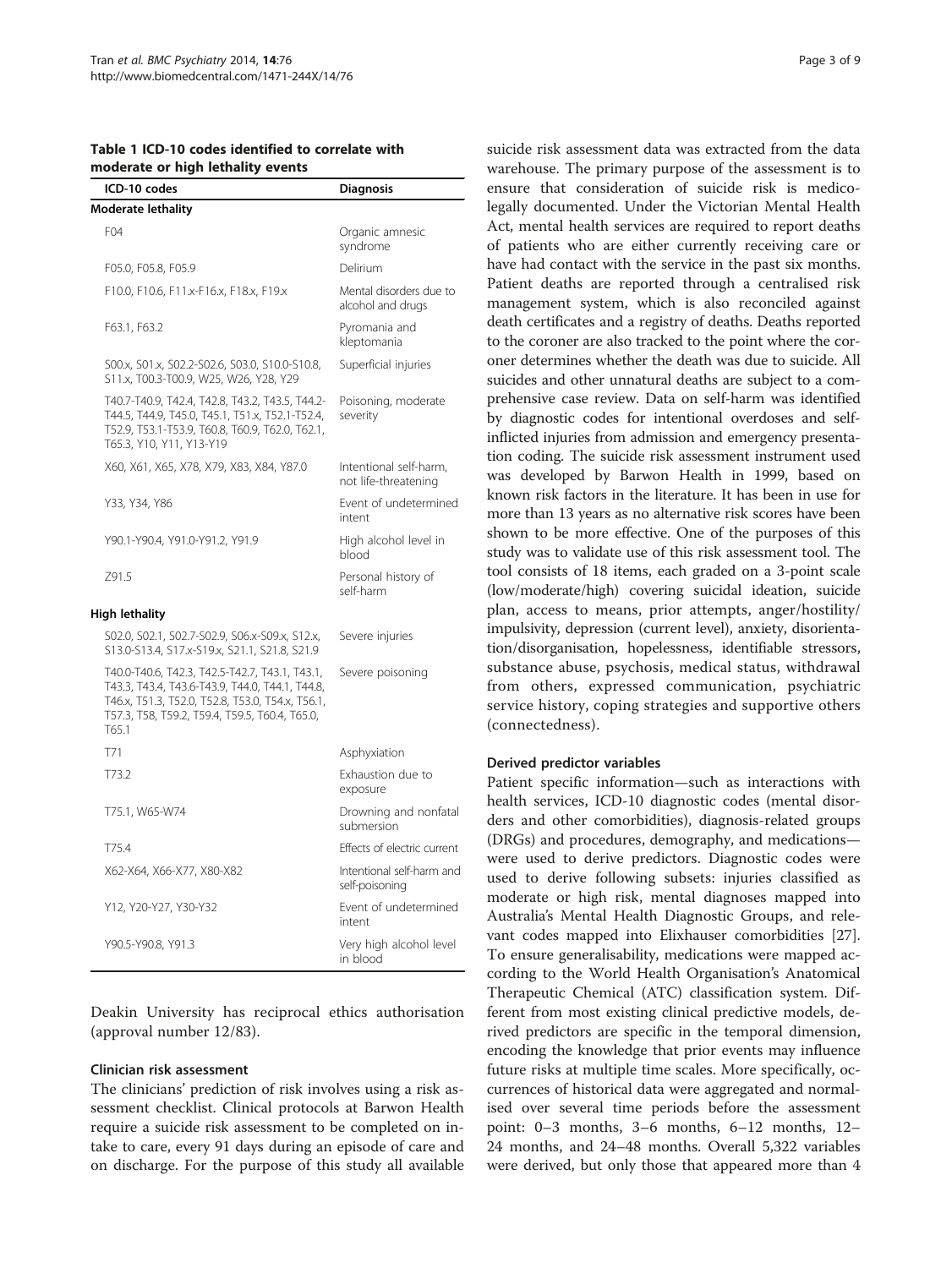**Table 1 ICD-10 codes identified to correlate with moderate or high lethality events**

| ICD-10 codes | Diagnosis |
|---|---|
| **Moderate lethality** | |
| F04 | Organic amnesic syndrome |
| F05.0, F05.8, F05.9 | Delirium |
| F10.0, F10.6, F11.x-F16.x, F18.x, F19.x | Mental disorders due to alcohol and drugs |
| F63.1, F63.2 | Pyromania and kleptomania |
| S00.x, S01.x, S02.2-S02.6, S03.0, S10.0-S10.8, S11.x, T00.3-T00.9, W25, W26, Y28, Y29 | Superficial injuries |
| T40.7-T40.9, T42.4, T42.8, T43.2, T43.5, T44.2-T44.5, T44.9, T45.0, T45.1, T51.x, T52.1-T52.4, T52.9, T53.1-T53.9, T60.8, T60.9, T62.0, T62.1, T65.3, Y10, Y11, Y13-Y19 | Poisoning, moderate severity |
| X60, X61, X65, X78, X79, X83, X84, Y87.0 | Intentional self-harm, not life-threatening |
| Y33, Y34, Y86 | Event of undetermined intent |
| Y90.1-Y90.4, Y91.0-Y91.2, Y91.9 | High alcohol level in blood |
| Z91.5 | Personal history of self-harm |
| **High lethality** | |
| S02.0, S02.1, S02.7-S02.9, S06.x-S09.x, S12.x, S13.0-S13.4, S17.x-S19.x, S21.1, S21.8, S21.9 | Severe injuries |
| T40.0-T40.6, T42.3, T42.5-T42.7, T43.1, T43.3, T43.4, T43.6-T43.9, T44.0, T44.1, T44.8, T46.x, T51.3, T52.0, T52.8, T53.0, T54.x, T56.1, T57.3, T58, T59.2, T59.4, T59.5, T60.4, T65.0, T65.1 | Severe poisoning |
| T71 | Asphyxiation |
| T73.2 | Exhaustion due to exposure |
| T75.1, W65-W74 | Drowning and nonfatal submersion |
| T75.4 | Effects of electric current |
| X62-X64, X66-X77, X80-X82 | Intentional self-harm and self-poisoning |
| Y12, Y20-Y27, Y30-Y32 | Event of undetermined intent |
| Y90.5-Y90.8, Y91.3 | Very high alcohol level in blood |

Deakin University has reciprocal ethics authorisation (approval number 12/83).

### Clinician risk assessment

The clinicians' prediction of risk involves using a risk assessment checklist. Clinical protocols at Barwon Health require a suicide risk assessment to be completed on intake to care, every 91 days during an episode of care and on discharge. For the purpose of this study all available suicide risk assessment data was extracted from the data warehouse. The primary purpose of the assessment is to ensure that consideration of suicide risk is medicolegally documented. Under the Victorian Mental Health Act, mental health services are required to report deaths of patients who are either currently receiving care or have had contact with the service in the past six months. Patient deaths are reported through a centralised risk management system, which is also reconciled against death certificates and a registry of deaths. Deaths reported to the coroner are also tracked to the point where the coroner determines whether the death was due to suicide. All suicides and other unnatural deaths are subject to a comprehensive case review. Data on self-harm was identified by diagnostic codes for intentional overdoses and self-inflicted injuries from admission and emergency presentation coding. The suicide risk assessment instrument used was developed by Barwon Health in 1999, based on known risk factors in the literature. It has been in use for more than 13 years as no alternative risk scores have been shown to be more effective. One of the purposes of this study was to validate use of this risk assessment tool. The tool consists of 18 items, each graded on a 3-point scale (low/moderate/high) covering suicidal ideation, suicide plan, access to means, prior attempts, anger/hostility/impulsivity, depression (current level), anxiety, disorientation/disorganisation, hopelessness, identifiable stressors, substance abuse, psychosis, medical status, withdrawal from others, expressed communication, psychiatric service history, coping strategies and supportive others (connectedness).

### Derived predictor variables

Patient specific information—such as interactions with health services, ICD-10 diagnostic codes (mental disorders and other comorbidities), diagnosis-related groups (DRGs) and procedures, demography, and medications—were used to derive predictors. Diagnostic codes were used to derive following subsets: injuries classified as moderate or high risk, mental diagnoses mapped into Australia's Mental Health Diagnostic Groups, and relevant codes mapped into Elixhauser comorbidities [27]. To ensure generalisability, medications were mapped according to the World Health Organisation's Anatomical Therapeutic Chemical (ATC) classification system. Different from most existing clinical predictive models, derived predictors are specific in the temporal dimension, encoding the knowledge that prior events may influence future risks at multiple time scales. More specifically, occurrences of historical data were aggregated and normalised over several time periods before the assessment point: 0–3 months, 3–6 months, 6–12 months, 12–24 months, and 24–48 months. Overall 5,322 variables were derived, but only those that appeared more than 4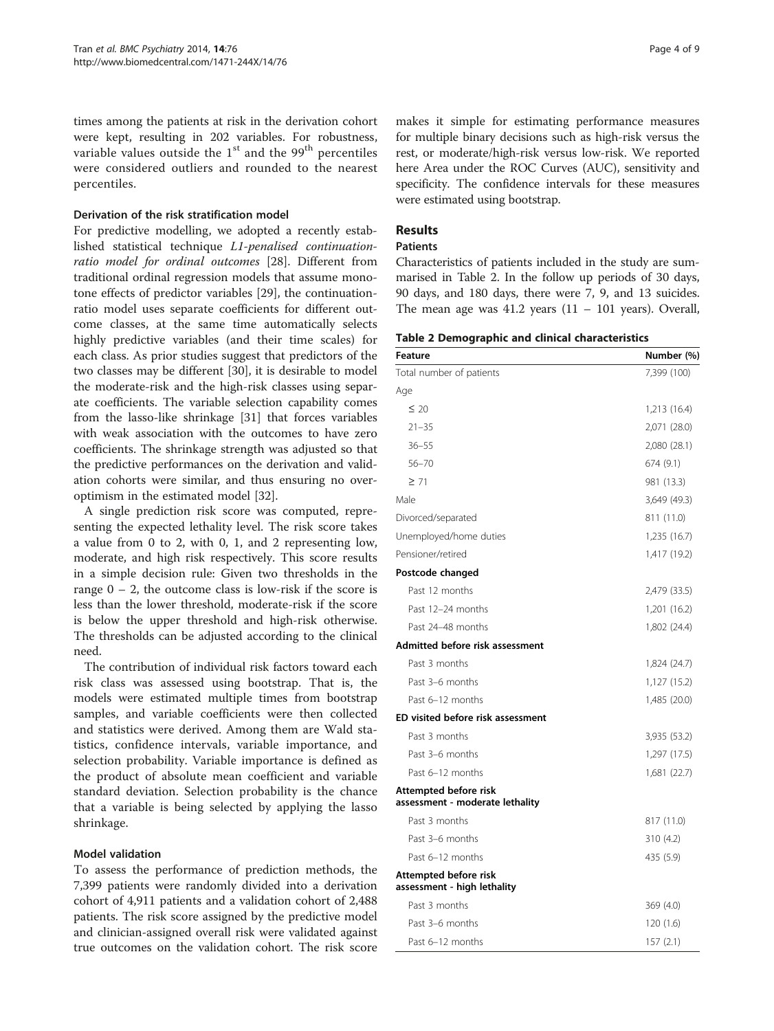times among the patients at risk in the derivation cohort were kept, resulting in 202 variables. For robustness, variable values outside the 1st and the 99th percentiles were considered outliers and rounded to the nearest percentiles.

### Derivation of the risk stratification model

For predictive modelling, we adopted a recently established statistical technique *L1-penalised continuation-ratio model for ordinal outcomes* [28]. Different from traditional ordinal regression models that assume monotone effects of predictor variables [29], the continuation-ratio model uses separate coefficients for different outcome classes, at the same time automatically selects highly predictive variables (and their time scales) for each class. As prior studies suggest that predictors of the two classes may be different [30], it is desirable to model the moderate-risk and the high-risk classes using separate coefficients. The variable selection capability comes from the lasso-like shrinkage [31] that forces variables with weak association with the outcomes to have zero coefficients. The shrinkage strength was adjusted so that the predictive performances on the derivation and validation cohorts were similar, and thus ensuring no over-optimism in the estimated model [32].

A single prediction risk score was computed, representing the expected lethality level. The risk score takes a value from 0 to 2, with 0, 1, and 2 representing low, moderate, and high risk respectively. This score results in a simple decision rule: Given two thresholds in the range 0 – 2, the outcome class is low-risk if the score is less than the lower threshold, moderate-risk if the score is below the upper threshold and high-risk otherwise. The thresholds can be adjusted according to the clinical need.

The contribution of individual risk factors toward each risk class was assessed using bootstrap. That is, the models were estimated multiple times from bootstrap samples, and variable coefficients were then collected and statistics were derived. Among them are Wald statistics, confidence intervals, variable importance, and selection probability. Variable importance is defined as the product of absolute mean coefficient and variable standard deviation. Selection probability is the chance that a variable is being selected by applying the lasso shrinkage.

### Model validation

To assess the performance of prediction methods, the 7,399 patients were randomly divided into a derivation cohort of 4,911 patients and a validation cohort of 2,488 patients. The risk score assigned by the predictive model and clinician-assigned overall risk were validated against true outcomes on the validation cohort. The risk score makes it simple for estimating performance measures for multiple binary decisions such as high-risk versus the rest, or moderate/high-risk versus low-risk. We reported here Area under the ROC Curves (AUC), sensitivity and specificity. The confidence intervals for these measures were estimated using bootstrap.

## Results

### Patients

Characteristics of patients included in the study are summarised in Table 2. In the follow up periods of 30 days, 90 days, and 180 days, there were 7, 9, and 13 suicides. The mean age was 41.2 years (11 – 101 years). Overall,

**Table 2 Demographic and clinical characteristics**

| Feature | Number (%) |
|---|---|
| Total number of patients | 7,399 (100) |
| Age | |
| ≤ 20 | 1,213 (16.4) |
| 21–35 | 2,071 (28.0) |
| 36–55 | 2,080 (28.1) |
| 56–70 | 674 (9.1) |
| ≥ 71 | 981 (13.3) |
| Male | 3,649 (49.3) |
| Divorced/separated | 811 (11.0) |
| Unemployed/home duties | 1,235 (16.7) |
| Pensioner/retired | 1,417 (19.2) |
| **Postcode changed** | |
| Past 12 months | 2,479 (33.5) |
| Past 12–24 months | 1,201 (16.2) |
| Past 24–48 months | 1,802 (24.4) |
| **Admitted before risk assessment** | |
| Past 3 months | 1,824 (24.7) |
| Past 3–6 months | 1,127 (15.2) |
| Past 6–12 months | 1,485 (20.0) |
| **ED visited before risk assessment** | |
| Past 3 months | 3,935 (53.2) |
| Past 3–6 months | 1,297 (17.5) |
| Past 6–12 months | 1,681 (22.7) |
| **Attempted before risk assessment - moderate lethality** | |
| Past 3 months | 817 (11.0) |
| Past 3–6 months | 310 (4.2) |
| Past 6–12 months | 435 (5.9) |
| **Attempted before risk assessment - high lethality** | |
| Past 3 months | 369 (4.0) |
| Past 3–6 months | 120 (1.6) |
| Past 6–12 months | 157 (2.1) |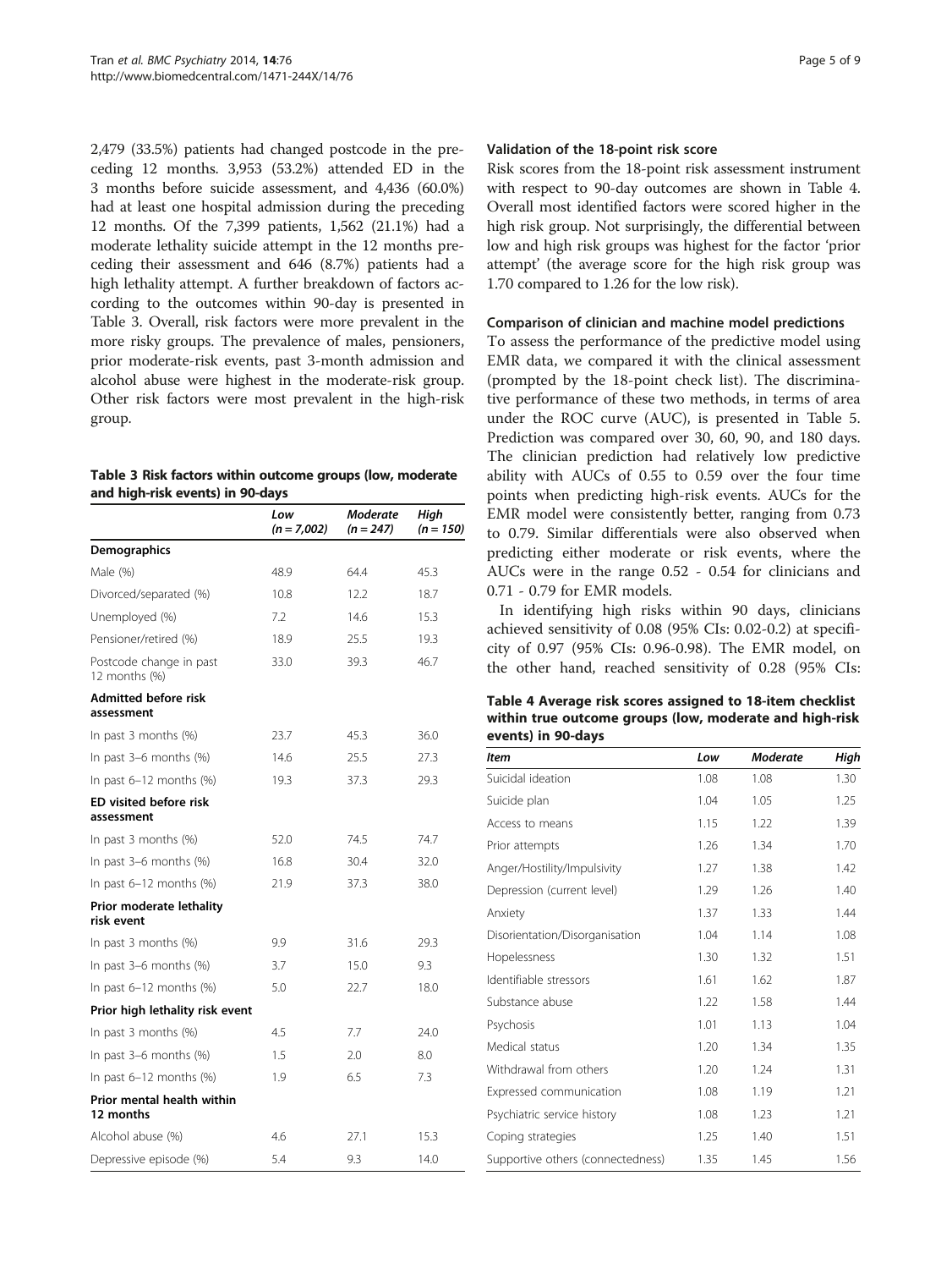2,479 (33.5%) patients had changed postcode in the preceding 12 months. 3,953 (53.2%) attended ED in the 3 months before suicide assessment, and 4,436 (60.0%) had at least one hospital admission during the preceding 12 months. Of the 7,399 patients, 1,562 (21.1%) had a moderate lethality suicide attempt in the 12 months preceding their assessment and 646 (8.7%) patients had a high lethality attempt. A further breakdown of factors according to the outcomes within 90-day is presented in Table 3. Overall, risk factors were more prevalent in the more risky groups. The prevalence of males, pensioners, prior moderate-risk events, past 3-month admission and alcohol abuse were highest in the moderate-risk group. Other risk factors were most prevalent in the high-risk group.

**Table 3 Risk factors within outcome groups (low, moderate and high-risk events) in 90-days**

| | *Low (n = 7,002)* | *Moderate (n = 247)* | *High (n = 150)* |
|---|---|---|---|
| **Demographics** | | | |
| Male (%) | 48.9 | 64.4 | 45.3 |
| Divorced/separated (%) | 10.8 | 12.2 | 18.7 |
| Unemployed (%) | 7.2 | 14.6 | 15.3 |
| Pensioner/retired (%) | 18.9 | 25.5 | 19.3 |
| Postcode change in past 12 months (%) | 33.0 | 39.3 | 46.7 |
| **Admitted before risk assessment** | | | |
| In past 3 months (%) | 23.7 | 45.3 | 36.0 |
| In past 3–6 months (%) | 14.6 | 25.5 | 27.3 |
| In past 6–12 months (%) | 19.3 | 37.3 | 29.3 |
| **ED visited before risk assessment** | | | |
| In past 3 months (%) | 52.0 | 74.5 | 74.7 |
| In past 3–6 months (%) | 16.8 | 30.4 | 32.0 |
| In past 6–12 months (%) | 21.9 | 37.3 | 38.0 |
| **Prior moderate lethality risk event** | | | |
| In past 3 months (%) | 9.9 | 31.6 | 29.3 |
| In past 3–6 months (%) | 3.7 | 15.0 | 9.3 |
| In past 6–12 months (%) | 5.0 | 22.7 | 18.0 |
| **Prior high lethality risk event** | | | |
| In past 3 months (%) | 4.5 | 7.7 | 24.0 |
| In past 3–6 months (%) | 1.5 | 2.0 | 8.0 |
| In past 6–12 months (%) | 1.9 | 6.5 | 7.3 |
| **Prior mental health within 12 months** | | | |
| Alcohol abuse (%) | 4.6 | 27.1 | 15.3 |
| Depressive episode (%) | 5.4 | 9.3 | 14.0 |

### Validation of the 18-point risk score

Risk scores from the 18-point risk assessment instrument with respect to 90-day outcomes are shown in Table 4. Overall most identified factors were scored higher in the high risk group. Not surprisingly, the differential between low and high risk groups was highest for the factor 'prior attempt' (the average score for the high risk group was 1.70 compared to 1.26 for the low risk).

### Comparison of clinician and machine model predictions

To assess the performance of the predictive model using EMR data, we compared it with the clinical assessment (prompted by the 18-point check list). The discriminative performance of these two methods, in terms of area under the ROC curve (AUC), is presented in Table 5. Prediction was compared over 30, 60, 90, and 180 days. The clinician prediction had relatively low predictive ability with AUCs of 0.55 to 0.59 over the four time points when predicting high-risk events. AUCs for the EMR model were consistently better, ranging from 0.73 to 0.79. Similar differentials were also observed when predicting either moderate or risk events, where the AUCs were in the range 0.52 - 0.54 for clinicians and 0.71 - 0.79 for EMR models.

In identifying high risks within 90 days, clinicians achieved sensitivity of 0.08 (95% CIs: 0.02-0.2) at specificity of 0.97 (95% CIs: 0.96-0.98). The EMR model, on the other hand, reached sensitivity of 0.28 (95% CIs:

**Table 4 Average risk scores assigned to 18-item checklist within true outcome groups (low, moderate and high-risk events) in 90-days**

| *Item* | *Low* | *Moderate* | *High* |
|---|---|---|---|
| Suicidal ideation | 1.08 | 1.08 | 1.30 |
| Suicide plan | 1.04 | 1.05 | 1.25 |
| Access to means | 1.15 | 1.22 | 1.39 |
| Prior attempts | 1.26 | 1.34 | 1.70 |
| Anger/Hostility/Impulsivity | 1.27 | 1.38 | 1.42 |
| Depression (current level) | 1.29 | 1.26 | 1.40 |
| Anxiety | 1.37 | 1.33 | 1.44 |
| Disorientation/Disorganisation | 1.04 | 1.14 | 1.08 |
| Hopelessness | 1.30 | 1.32 | 1.51 |
| Identifiable stressors | 1.61 | 1.62 | 1.87 |
| Substance abuse | 1.22 | 1.58 | 1.44 |
| Psychosis | 1.01 | 1.13 | 1.04 |
| Medical status | 1.20 | 1.34 | 1.35 |
| Withdrawal from others | 1.20 | 1.24 | 1.31 |
| Expressed communication | 1.08 | 1.19 | 1.21 |
| Psychiatric service history | 1.08 | 1.23 | 1.21 |
| Coping strategies | 1.25 | 1.40 | 1.51 |
| Supportive others (connectedness) | 1.35 | 1.45 | 1.56 |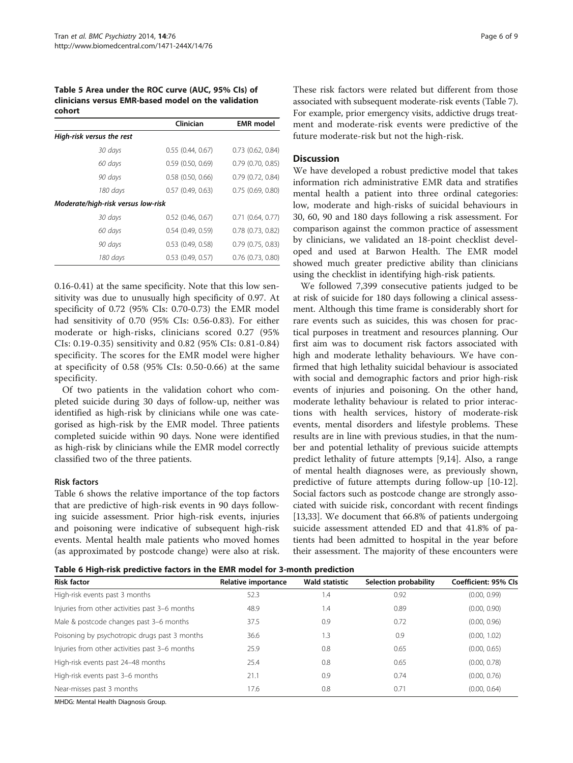**Table 5 Area under the ROC curve (AUC, 95% CIs) of clinicians versus EMR-based model on the validation cohort**

| | Clinician | EMR model |
|---|---|---|
| *High-risk versus the rest* | | |
| *30 days* | 0.55 (0.44, 0.67) | 0.73 (0.62, 0.84) |
| *60 days* | 0.59 (0.50, 0.69) | 0.79 (0.70, 0.85) |
| *90 days* | 0.58 (0.50, 0.66) | 0.79 (0.72, 0.84) |
| *180 days* | 0.57 (0.49, 0.63) | 0.75 (0.69, 0.80) |
| *Moderate/high-risk versus low-risk* | | |
| *30 days* | 0.52 (0.46, 0.67) | 0.71 (0.64, 0.77) |
| *60 days* | 0.54 (0.49, 0.59) | 0.78 (0.73, 0.82) |
| *90 days* | 0.53 (0.49, 0.58) | 0.79 (0.75, 0.83) |
| *180 days* | 0.53 (0.49, 0.57) | 0.76 (0.73, 0.80) |

0.16-0.41) at the same specificity. Note that this low sensitivity was due to unusually high specificity of 0.97. At specificity of 0.72 (95% CIs: 0.70-0.73) the EMR model had sensitivity of 0.70 (95% CIs: 0.56-0.83). For either moderate or high-risks, clinicians scored 0.27 (95% CIs: 0.19-0.35) sensitivity and 0.82 (95% CIs: 0.81-0.84) specificity. The scores for the EMR model were higher at specificity of 0.58 (95% CIs: 0.50-0.66) at the same specificity.

Of two patients in the validation cohort who completed suicide during 30 days of follow-up, neither was identified as high-risk by clinicians while one was categorised as high-risk by the EMR model. Three patients completed suicide within 90 days. None were identified as high-risk by clinicians while the EMR model correctly classified two of the three patients.

### Risk factors

Table 6 shows the relative importance of the top factors that are predictive of high-risk events in 90 days following suicide assessment. Prior high-risk events, injuries and poisoning were indicative of subsequent high-risk events. Mental health male patients who moved homes (as approximated by postcode change) were also at risk. These risk factors were related but different from those associated with subsequent moderate-risk events (Table 7). For example, prior emergency visits, addictive drugs treatment and moderate-risk events were predictive of the future moderate-risk but not the high-risk.

## Discussion

We have developed a robust predictive model that takes information rich administrative EMR data and stratifies mental health a patient into three ordinal categories: low, moderate and high-risks of suicidal behaviours in 30, 60, 90 and 180 days following a risk assessment. For comparison against the common practice of assessment by clinicians, we validated an 18-point checklist developed and used at Barwon Health. The EMR model showed much greater predictive ability than clinicians using the checklist in identifying high-risk patients.

We followed 7,399 consecutive patients judged to be at risk of suicide for 180 days following a clinical assessment. Although this time frame is considerably short for rare events such as suicides, this was chosen for practical purposes in treatment and resources planning. Our first aim was to document risk factors associated with high and moderate lethality behaviours. We have confirmed that high lethality suicidal behaviour is associated with social and demographic factors and prior high-risk events of injuries and poisoning. On the other hand, moderate lethality behaviour is related to prior interactions with health services, history of moderate-risk events, mental disorders and lifestyle problems. These results are in line with previous studies, in that the number and potential lethality of previous suicide attempts predict lethality of future attempts [9,14]. Also, a range of mental health diagnoses were, as previously shown, predictive of future attempts during follow-up [10-12]. Social factors such as postcode change are strongly associated with suicide risk, concordant with recent findings [13,33]. We document that 66.8% of patients undergoing suicide assessment attended ED and that 41.8% of patients had been admitted to hospital in the year before their assessment. The majority of these encounters were

**Table 6 High-risk predictive factors in the EMR model for 3-month prediction**

| Risk factor | Relative importance | Wald statistic | Selection probability | Coefficient: 95% CIs |
|---|---|---|---|---|
| High-risk events past 3 months | 52.3 | 1.4 | 0.92 | (0.00, 0.99) |
| Injuries from other activities past 3–6 months | 48.9 | 1.4 | 0.89 | (0.00, 0.90) |
| Male & postcode changes past 3–6 months | 37.5 | 0.9 | 0.72 | (0.00, 0.96) |
| Poisoning by psychotropic drugs past 3 months | 36.6 | 1.3 | 0.9 | (0.00, 1.02) |
| Injuries from other activities past 3–6 months | 25.9 | 0.8 | 0.65 | (0.00, 0.65) |
| High-risk events past 24–48 months | 25.4 | 0.8 | 0.65 | (0.00, 0.78) |
| High-risk events past 3–6 months | 21.1 | 0.9 | 0.74 | (0.00, 0.76) |
| Near-misses past 3 months | 17.6 | 0.8 | 0.71 | (0.00, 0.64) |

MHDG: Mental Health Diagnosis Group.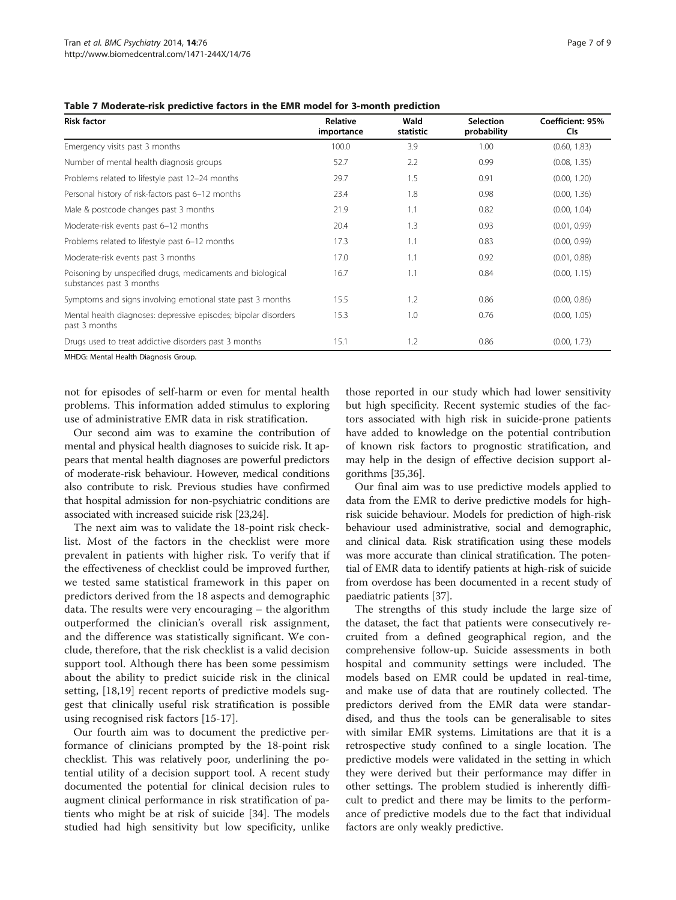**Table 7 Moderate-risk predictive factors in the EMR model for 3-month prediction**

| Risk factor | Relative importance | Wald statistic | Selection probability | Coefficient: 95% CIs |
|---|---|---|---|---|
| Emergency visits past 3 months | 100.0 | 3.9 | 1.00 | (0.60, 1.83) |
| Number of mental health diagnosis groups | 52.7 | 2.2 | 0.99 | (0.08, 1.35) |
| Problems related to lifestyle past 12–24 months | 29.7 | 1.5 | 0.91 | (0.00, 1.20) |
| Personal history of risk-factors past 6–12 months | 23.4 | 1.8 | 0.98 | (0.00, 1.36) |
| Male & postcode changes past 3 months | 21.9 | 1.1 | 0.82 | (0.00, 1.04) |
| Moderate-risk events past 6–12 months | 20.4 | 1.3 | 0.93 | (0.01, 0.99) |
| Problems related to lifestyle past 6–12 months | 17.3 | 1.1 | 0.83 | (0.00, 0.99) |
| Moderate-risk events past 3 months | 17.0 | 1.1 | 0.92 | (0.01, 0.88) |
| Poisoning by unspecified drugs, medicaments and biological substances past 3 months | 16.7 | 1.1 | 0.84 | (0.00, 1.15) |
| Symptoms and signs involving emotional state past 3 months | 15.5 | 1.2 | 0.86 | (0.00, 0.86) |
| Mental health diagnoses: depressive episodes; bipolar disorders past 3 months | 15.3 | 1.0 | 0.76 | (0.00, 1.05) |
| Drugs used to treat addictive disorders past 3 months | 15.1 | 1.2 | 0.86 | (0.00, 1.73) |

MHDG: Mental Health Diagnosis Group.

not for episodes of self-harm or even for mental health problems. This information added stimulus to exploring use of administrative EMR data in risk stratification.

Our second aim was to examine the contribution of mental and physical health diagnoses to suicide risk. It appears that mental health diagnoses are powerful predictors of moderate-risk behaviour. However, medical conditions also contribute to risk. Previous studies have confirmed that hospital admission for non-psychiatric conditions are associated with increased suicide risk [23,24].

The next aim was to validate the 18-point risk checklist. Most of the factors in the checklist were more prevalent in patients with higher risk. To verify that if the effectiveness of checklist could be improved further, we tested same statistical framework in this paper on predictors derived from the 18 aspects and demographic data. The results were very encouraging – the algorithm outperformed the clinician's overall risk assignment, and the difference was statistically significant. We conclude, therefore, that the risk checklist is a valid decision support tool. Although there has been some pessimism about the ability to predict suicide risk in the clinical setting, [18,19] recent reports of predictive models suggest that clinically useful risk stratification is possible using recognised risk factors [15-17].

Our fourth aim was to document the predictive performance of clinicians prompted by the 18-point risk checklist. This was relatively poor, underlining the potential utility of a decision support tool. A recent study documented the potential for clinical decision rules to augment clinical performance in risk stratification of patients who might be at risk of suicide [34]. The models studied had high sensitivity but low specificity, unlike those reported in our study which had lower sensitivity but high specificity. Recent systemic studies of the factors associated with high risk in suicide-prone patients have added to knowledge on the potential contribution of known risk factors to prognostic stratification, and may help in the design of effective decision support algorithms [35,36].

Our final aim was to use predictive models applied to data from the EMR to derive predictive models for high-risk suicide behaviour. Models for prediction of high-risk behaviour used administrative, social and demographic, and clinical data. Risk stratification using these models was more accurate than clinical stratification. The potential of EMR data to identify patients at high-risk of suicide from overdose has been documented in a recent study of paediatric patients [37].

The strengths of this study include the large size of the dataset, the fact that patients were consecutively recruited from a defined geographical region, and the comprehensive follow-up. Suicide assessments in both hospital and community settings were included. The models based on EMR could be updated in real-time, and make use of data that are routinely collected. The predictors derived from the EMR data were standardised, and thus the tools can be generalisable to sites with similar EMR systems. Limitations are that it is a retrospective study confined to a single location. The predictive models were validated in the setting in which they were derived but their performance may differ in other settings. The problem studied is inherently difficult to predict and there may be limits to the performance of predictive models due to the fact that individual factors are only weakly predictive.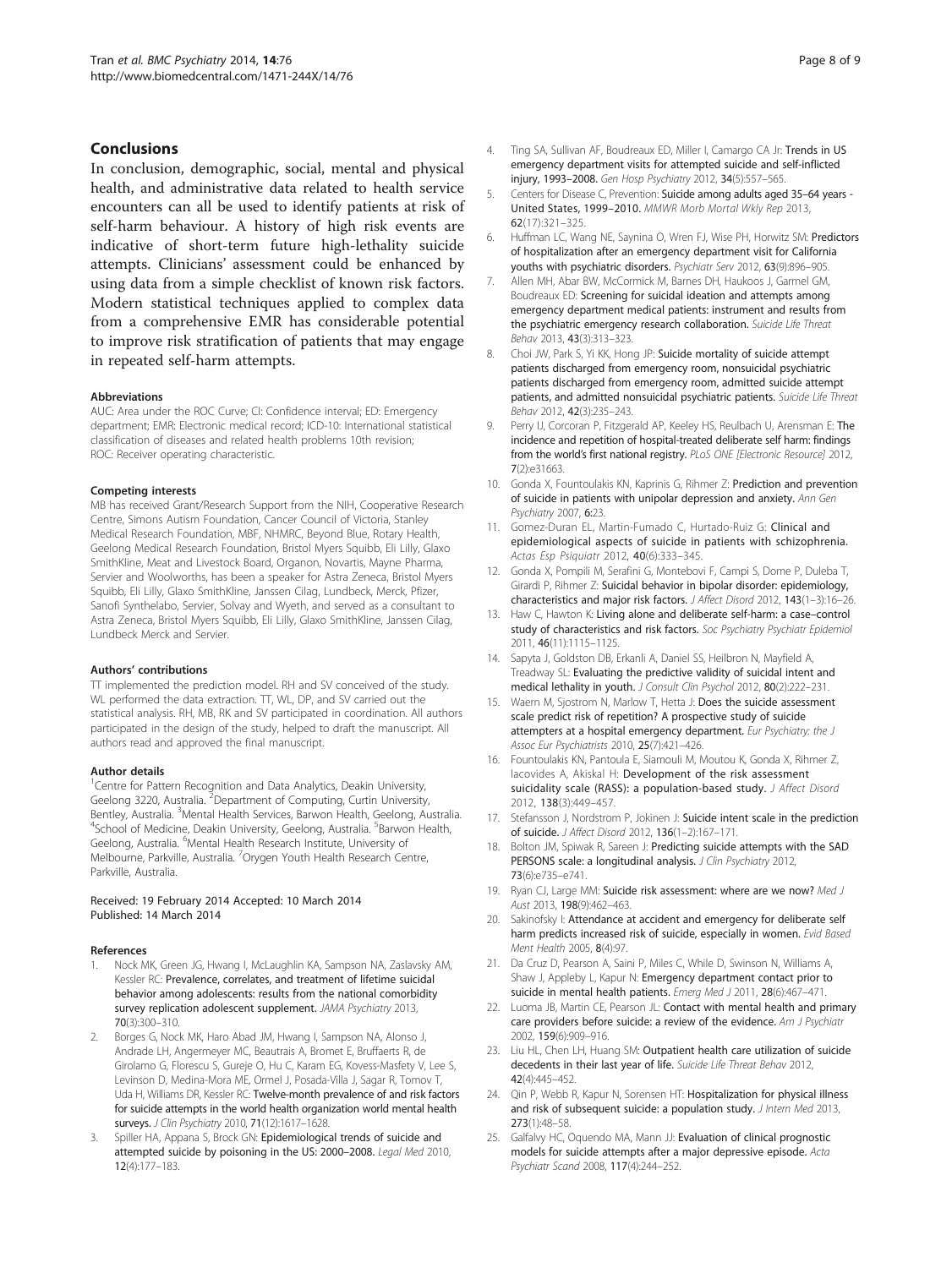## Conclusions

In conclusion, demographic, social, mental and physical health, and administrative data related to health service encounters can all be used to identify patients at risk of self-harm behaviour. A history of high risk events are indicative of short-term future high-lethality suicide attempts. Clinicians' assessment could be enhanced by using data from a simple checklist of known risk factors. Modern statistical techniques applied to complex data from a comprehensive EMR has considerable potential to improve risk stratification of patients that may engage in repeated self-harm attempts.

#### Abbreviations

AUC: Area under the ROC Curve; CI: Confidence interval; ED: Emergency department; EMR: Electronic medical record; ICD-10: International statistical classification of diseases and related health problems 10th revision; ROC: Receiver operating characteristic.

#### Competing interests

MB has received Grant/Research Support from the NIH, Cooperative Research Centre, Simons Autism Foundation, Cancer Council of Victoria, Stanley Medical Research Foundation, MBF, NHMRC, Beyond Blue, Rotary Health, Geelong Medical Research Foundation, Bristol Myers Squibb, Eli Lilly, Glaxo SmithKline, Meat and Livestock Board, Organon, Novartis, Mayne Pharma, Servier and Woolworths, has been a speaker for Astra Zeneca, Bristol Myers Squibb, Eli Lilly, Glaxo SmithKline, Janssen Cilag, Lundbeck, Merck, Pfizer, Sanofi Synthelabo, Servier, Solvay and Wyeth, and served as a consultant to Astra Zeneca, Bristol Myers Squibb, Eli Lilly, Glaxo SmithKline, Janssen Cilag, Lundbeck Merck and Servier.

#### Authors' contributions

TT implemented the prediction model. RH and SV conceived of the study. WL performed the data extraction. TT, WL, DP, and SV carried out the statistical analysis. RH, MB, RK and SV participated in coordination. All authors participated in the design of the study, helped to draft the manuscript. All authors read and approved the final manuscript.

#### Author details

[1]Centre for Pattern Recognition and Data Analytics, Deakin University, Geelong 3220, Australia. [2]Department of Computing, Curtin University, Bentley, Australia. [3]Mental Health Services, Barwon Health, Geelong, Australia. [4]School of Medicine, Deakin University, Geelong, Australia. [5]Barwon Health, Geelong, Australia. [6]Mental Health Research Institute, University of Melbourne, Parkville, Australia. [7]Orygen Youth Health Research Centre, Parkville, Australia.

Received: 19 February 2014 Accepted: 10 March 2014
Published: 14 March 2014

#### References

1. Nock MK, Green JG, Hwang I, McLaughlin KA, Sampson NA, Zaslavsky AM, Kessler RC: **Prevalence, correlates, and treatment of lifetime suicidal behavior among adolescents: results from the national comorbidity survey replication adolescent supplement.** *JAMA Psychiatry* 2013, **70**(3):300–310.
2. Borges G, Nock MK, Haro Abad JM, Hwang I, Sampson NA, Alonso J, Andrade LH, Angermeyer MC, Beautrais A, Bromet E, Bruffaerts R, de Girolamo G, Florescu S, Gureje O, Hu C, Karam EG, Kovess-Masfety V, Lee S, Levinson D, Medina-Mora ME, Ormel J, Posada-Villa J, Sagar R, Tomov T, Uda H, Williams DR, Kessler RC: **Twelve-month prevalence of and risk factors for suicide attempts in the world health organization world mental health surveys.** *J Clin Psychiatry* 2010, **71**(12):1617–1628.
3. Spiller HA, Appana S, Brock GN: **Epidemiological trends of suicide and attempted suicide by poisoning in the US: 2000–2008.** *Legal Med* 2010, **12**(4):177–183.
4. Ting SA, Sullivan AF, Boudreaux ED, Miller I, Camargo CA Jr: **Trends in US emergency department visits for attempted suicide and self-inflicted injury, 1993–2008.** *Gen Hosp Psychiatry* 2012, **34**(5):557–565.
5. Centers for Disease C, Prevention: **Suicide among adults aged 35–64 years - United States, 1999–2010.** *MMWR Morb Mortal Wkly Rep* 2013, **62**(17):321–325.
6. Huffman LC, Wang NE, Saynina O, Wren FJ, Wise PH, Horwitz SM: **Predictors of hospitalization after an emergency department visit for California youths with psychiatric disorders.** *Psychiatr Serv* 2012, **63**(9):896–905.
7. Allen MH, Abar BW, McCormick M, Barnes DH, Haukoos J, Garmel GM, Boudreaux ED: **Screening for suicidal ideation and attempts among emergency department medical patients: instrument and results from the psychiatric emergency research collaboration.** *Suicide Life Threat Behav* 2013, **43**(3):313–323.
8. Choi JW, Park S, Yi KK, Hong JP: **Suicide mortality of suicide attempt patients discharged from emergency room, nonsuicidal psychiatric patients discharged from emergency room, admitted suicide attempt patients, and admitted nonsuicidal psychiatric patients.** *Suicide Life Threat Behav* 2012, **42**(3):235–243.
9. Perry IJ, Corcoran P, Fitzgerald AP, Keeley HS, Reulbach U, Arensman E: **The incidence and repetition of hospital-treated deliberate self harm: findings from the world's first national registry.** *PLoS ONE [Electronic Resource]* 2012, **7**(2):e31663.
10. Gonda X, Fountoulakis KN, Kaprinis G, Rihmer Z: **Prediction and prevention of suicide in patients with unipolar depression and anxiety.** *Ann Gen Psychiatry* 2007, **6**:23.
11. Gomez-Duran EL, Martin-Fumado C, Hurtado-Ruiz G: **Clinical and epidemiological aspects of suicide in patients with schizophrenia.** *Actas Esp Psiquiatr* 2012, **40**(6):333–345.
12. Gonda X, Pompili M, Serafini G, Montebovi F, Campi S, Dome P, Duleba T, Girardi P, Rihmer Z: **Suicidal behavior in bipolar disorder: epidemiology, characteristics and major risk factors.** *J Affect Disord* 2012, **143**(1–3):16–26.
13. Haw C, Hawton K: **Living alone and deliberate self-harm: a case–control study of characteristics and risk factors.** *Soc Psychiatry Psychiatr Epidemiol* 2011, **46**(11):1115–1125.
14. Sapyta J, Goldston DB, Erkanli A, Daniel SS, Heilbron N, Mayfield A, Treadway SL: **Evaluating the predictive validity of suicidal intent and medical lethality in youth.** *J Consult Clin Psychol* 2012, **80**(2):222–231.
15. Waern M, Sjostrom N, Marlow T, Hetta J: **Does the suicide assessment scale predict risk of repetition? A prospective study of suicide attempters at a hospital emergency department.** *Eur Psychiatry: the J Assoc Eur Psychiatrists* 2010, **25**(7):421–426.
16. Fountoulakis KN, Pantoula E, Siamouli M, Moutou K, Gonda X, Rihmer Z, Iacovides A, Akiskal H: **Development of the risk assessment suicidality scale (RASS): a population-based study.** *J Affect Disord* 2012, **138**(3):449–457.
17. Stefansson J, Nordstrom P, Jokinen J: **Suicide intent scale in the prediction of suicide.** *J Affect Disord* 2012, **136**(1–2):167–171.
18. Bolton JM, Spiwak R, Sareen J: **Predicting suicide attempts with the SAD PERSONS scale: a longitudinal analysis.** *J Clin Psychiatry* 2012, **73**(6):e735–e741.
19. Ryan CJ, Large MM: **Suicide risk assessment: where are we now?** *Med J Aust* 2013, **198**(9):462–463.
20. Sakinofsky I: **Attendance at accident and emergency for deliberate self harm predicts increased risk of suicide, especially in women.** *Evid Based Ment Health* 2005, **8**(4):97.
21. Da Cruz D, Pearson A, Saini P, Miles C, While D, Swinson N, Williams A, Shaw J, Appleby L, Kapur N: **Emergency department contact prior to suicide in mental health patients.** *Emerg Med J* 2011, **28**(6):467–471.
22. Luoma JB, Martin CE, Pearson JL: **Contact with mental health and primary care providers before suicide: a review of the evidence.** *Am J Psychiatr* 2002, **159**(6):909–916.
23. Liu HL, Chen LH, Huang SM: **Outpatient health care utilization of suicide decedents in their last year of life.** *Suicide Life Threat Behav* 2012, **42**(4):445–452.
24. Qin P, Webb R, Kapur N, Sorensen HT: **Hospitalization for physical illness and risk of subsequent suicide: a population study.** *J Intern Med* 2013, **273**(1):48–58.
25. Galfalvy HC, Oquendo MA, Mann JJ: **Evaluation of clinical prognostic models for suicide attempts after a major depressive episode.** *Acta Psychiatr Scand* 2008, **117**(4):244–252.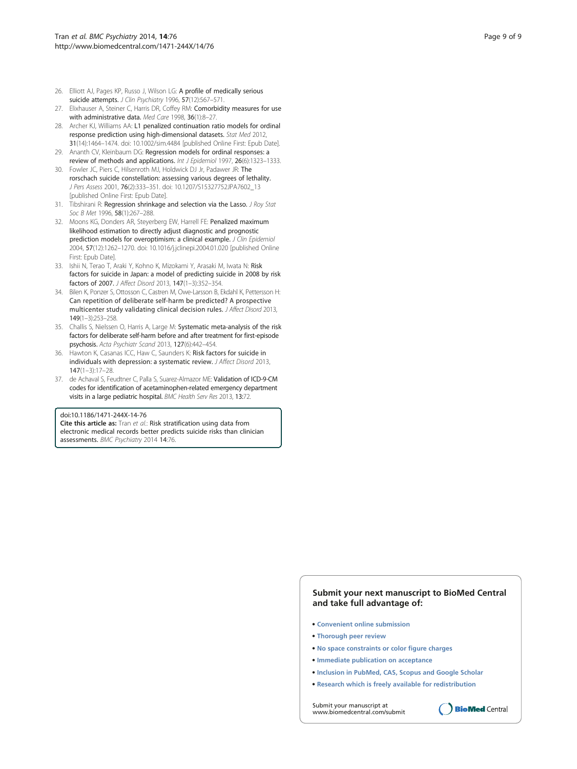26. Elliott AJ, Pages KP, Russo J, Wilson LG: **A profile of medically serious suicide attempts.** *J Clin Psychiatry* 1996, **57**(12):567–571.
27. Elixhauser A, Steiner C, Harris DR, Coffey RM: **Comorbidity measures for use with administrative data.** *Med Care* 1998, **36**(1):8–27.
28. Archer KJ, Williams AA: **L1 penalized continuation ratio models for ordinal response prediction using high-dimensional datasets.** *Stat Med* 2012, **31**(14):1464–1474. doi: 10.1002/sim.4484 [published Online First: Epub Date].
29. Ananth CV, Kleinbaum DG: **Regression models for ordinal responses: a review of methods and applications.** *Int J Epidemiol* 1997, **26**(6):1323–1333.
30. Fowler JC, Piers C, Hilsenroth MJ, Holdwick DJ Jr, Padawer JR: **The rorschach suicide constellation: assessing various degrees of lethality.** *J Pers Assess* 2001, **76**(2):333–351. doi: 10.1207/S15327752JPA7602_13 [published Online First: Epub Date].
31. Tibshirani R: **Regression shrinkage and selection via the Lasso.** *J Roy Stat Soc B Met* 1996, **58**(1):267–288.
32. Moons KG, Donders AR, Steyerberg EW, Harrell FE: **Penalized maximum likelihood estimation to directly adjust diagnostic and prognostic prediction models for overoptimism: a clinical example.** *J Clin Epidemiol* 2004, **57**(12):1262–1270. doi: 10.1016/j.jclinepi.2004.01.020 [published Online First: Epub Date].
33. Ishii N, Terao T, Araki Y, Kohno K, Mizokami Y, Arasaki M, Iwata N: **Risk factors for suicide in Japan: a model of predicting suicide in 2008 by risk factors of 2007.** *J Affect Disord* 2013, **147**(1–3):352–354.
34. Bilen K, Ponzer S, Ottosson C, Castren M, Owe-Larsson B, Ekdahl K, Pettersson H: **Can repetition of deliberate self-harm be predicted? A prospective multicenter study validating clinical decision rules.** *J Affect Disord* 2013, **149**(1–3):253–258.
35. Challis S, Nielssen O, Harris A, Large M: **Systematic meta-analysis of the risk factors for deliberate self-harm before and after treatment for first-episode psychosis.** *Acta Psychiatr Scand* 2013, **127**(6):442–454.
36. Hawton K, Casanas ICC, Haw C, Saunders K: **Risk factors for suicide in individuals with depression: a systematic review.** *J Affect Disord* 2013, **147**(1–3):17–28.
37. de Achaval S, Feudtner C, Palla S, Suarez-Almazor ME: **Validation of ICD-9-CM codes for identification of acetaminophen-related emergency department visits in a large pediatric hospital.** *BMC Health Serv Res* 2013, **13**:72.

doi:10.1186/1471-244X-14-76
**Cite this article as:** Tran *et al.*: Risk stratification using data from electronic medical records better predicts suicide risks than clinician assessments. *BMC Psychiatry* 2014 **14**:76.

**Submit your next manuscript to BioMed Central and take full advantage of:**

- Convenient online submission
- Thorough peer review
- No space constraints or color figure charges
- Immediate publication on acceptance
- Inclusion in PubMed, CAS, Scopus and Google Scholar
- Research which is freely available for redistribution

Submit your manuscript at www.biomedcentral.com/submit

BioMed Central